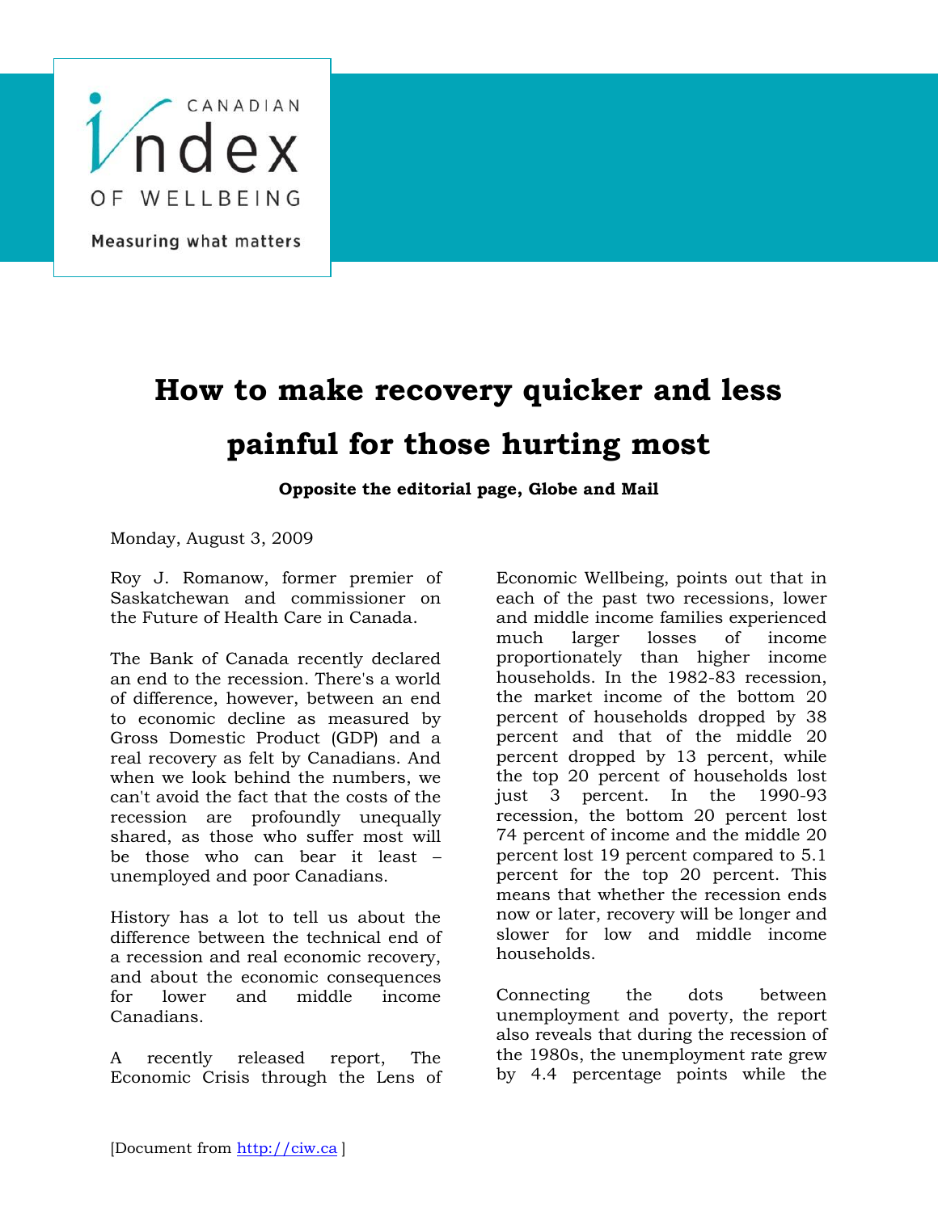CANADIAN Index OF WELLBEING

Measuring what matters

# How to make recovery quicker and less painful for those hurting most

**Opposite the editorial page, Globe and Mail**

Monday, August 3, 2009

Roy J. Romanow, former premier of Saskatchewan and commissioner on the Future of Health Care in Canada.

The Bank of Canada recently declared an end to the recession. There's a world of difference, however, between an end to economic decline as measured by Gross Domestic Product (GDP) and a real recovery as felt by Canadians. And when we look behind the numbers, we can't avoid the fact that the costs of the recession are profoundly unequally shared, as those who suffer most will be those who can bear it least – unemployed and poor Canadians.

History has a lot to tell us about the difference between the technical end of a recession and real economic recovery, and about the economic consequences for lower and middle income Canadians.

A recently released report, The Economic Crisis through the Lens of Economic Wellbeing, points out that in each of the past two recessions, lower and middle income families experienced much larger losses of income proportionately than higher income households. In the 1982-83 recession, the market income of the bottom 20 percent of households dropped by 38 percent and that of the middle 20 percent dropped by 13 percent, while the top 20 percent of households lost just 3 percent. In the 1990-93 recession, the bottom 20 percent lost 74 percent of income and the middle 20 percent lost 19 percent compared to 5.1 percent for the top 20 percent. This means that whether the recession ends now or later, recovery will be longer and slower for low and middle income households.

Connecting the dots between unemployment and poverty, the report also reveals that during the recession of the 1980s, the unemployment rate grew by 4.4 percentage points while the

[Document from http://ciw.ca ]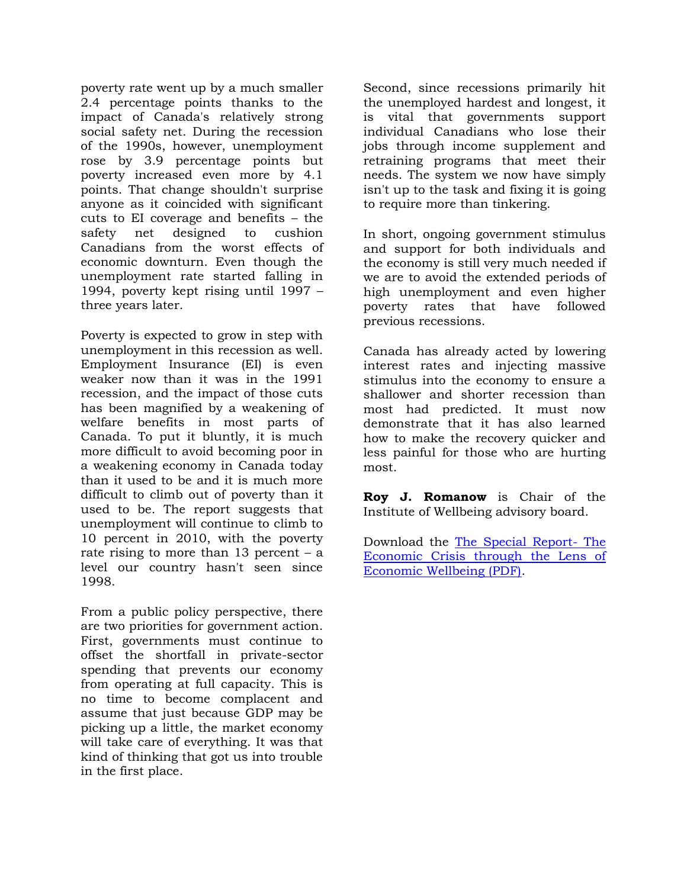poverty rate went up by a much smaller 2.4 percentage points thanks to the impact of Canada's relatively strong social safety net. During the recession of the 1990s, however, unemployment rose by 3.9 percentage points but poverty increased even more by 4.1 points. That change shouldn't surprise anyone as it coincided with significant cuts to EI coverage and benefits – the safety net designed to cushion Canadians from the worst effects of economic downturn. Even though the unemployment rate started falling in 1994, poverty kept rising until 1997 – three years later.

Poverty is expected to grow in step with unemployment in this recession as well. Employment Insurance (EI) is even weaker now than it was in the 1991 recession, and the impact of those cuts has been magnified by a weakening of welfare benefits in most parts of Canada. To put it bluntly, it is much more difficult to avoid becoming poor in a weakening economy in Canada today than it used to be and it is much more difficult to climb out of poverty than it used to be. The report suggests that unemployment will continue to climb to 10 percent in 2010, with the poverty rate rising to more than 13 percent – a level our country hasn't seen since 1998.

From a public policy perspective, there are two priorities for government action. First, governments must continue to offset the shortfall in private-sector spending that prevents our economy from operating at full capacity. This is no time to become complacent and assume that just because GDP may be picking up a little, the market economy will take care of everything. It was that kind of thinking that got us into trouble in the first place.

Second, since recessions primarily hit the unemployed hardest and longest, it is vital that governments support individual Canadians who lose their jobs through income supplement and retraining programs that meet their needs. The system we now have simply isn't up to the task and fixing it is going to require more than tinkering.

In short, ongoing government stimulus and support for both individuals and the economy is still very much needed if we are to avoid the extended periods of high unemployment and even higher poverty rates that have followed previous recessions.

Canada has already acted by lowering interest rates and injecting massive stimulus into the economy to ensure a shallower and shorter recession than most had predicted. It must now demonstrate that it has also learned how to make the recovery quicker and less painful for those who are hurting most.

**Roy J. Romanow** is Chair of the Institute of Wellbeing advisory board.

Download the The Special Report- The Economic Crisis through the Lens of Economic Wellbeing (PDF).